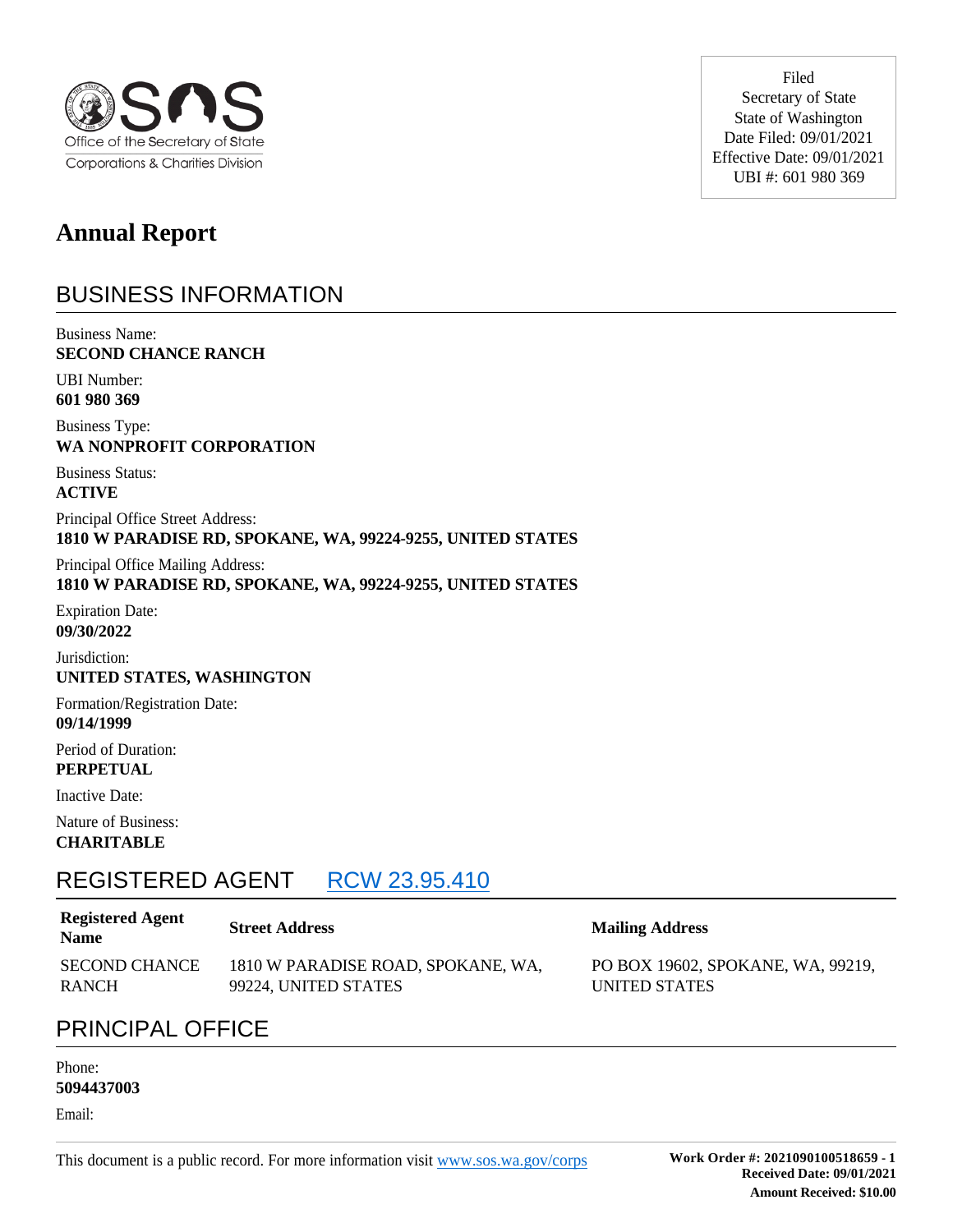Office of the Secretary of State
Corporations & Charities Division

Filed
Secretary of State
State of Washington
Date Filed: 09/01/2021
Effective Date: 09/01/2021
UBI #: 601 980 369

# Annual Report

## BUSINESS INFORMATION

Business Name:
**SECOND CHANCE RANCH**

UBI Number:
**601 980 369**

Business Type:
**WA NONPROFIT CORPORATION**

Business Status:
**ACTIVE**

Principal Office Street Address:
**1810 W PARADISE RD, SPOKANE, WA, 99224-9255, UNITED STATES**

Principal Office Mailing Address:
**1810 W PARADISE RD, SPOKANE, WA, 99224-9255, UNITED STATES**

Expiration Date:
**09/30/2022**

Jurisdiction:
**UNITED STATES, WASHINGTON**

Formation/Registration Date:
**09/14/1999**

Period of Duration:
**PERPETUAL**

Inactive Date:

Nature of Business:
**CHARITABLE**

## REGISTERED AGENT RCW 23.95.410

| Registered Agent Name | Street Address | Mailing Address |
|---|---|---|
| SECOND CHANCE RANCH | 1810 W PARADISE ROAD, SPOKANE, WA, 99224, UNITED STATES | PO BOX 19602, SPOKANE, WA, 99219, UNITED STATES |

## PRINCIPAL OFFICE

Phone:
**5094437003**

Email:

This document is a public record. For more information visit www.sos.wa.gov/corps

**Work Order #: 2021090100518659 - 1**
**Received Date: 09/01/2021**
**Amount Received: $10.00**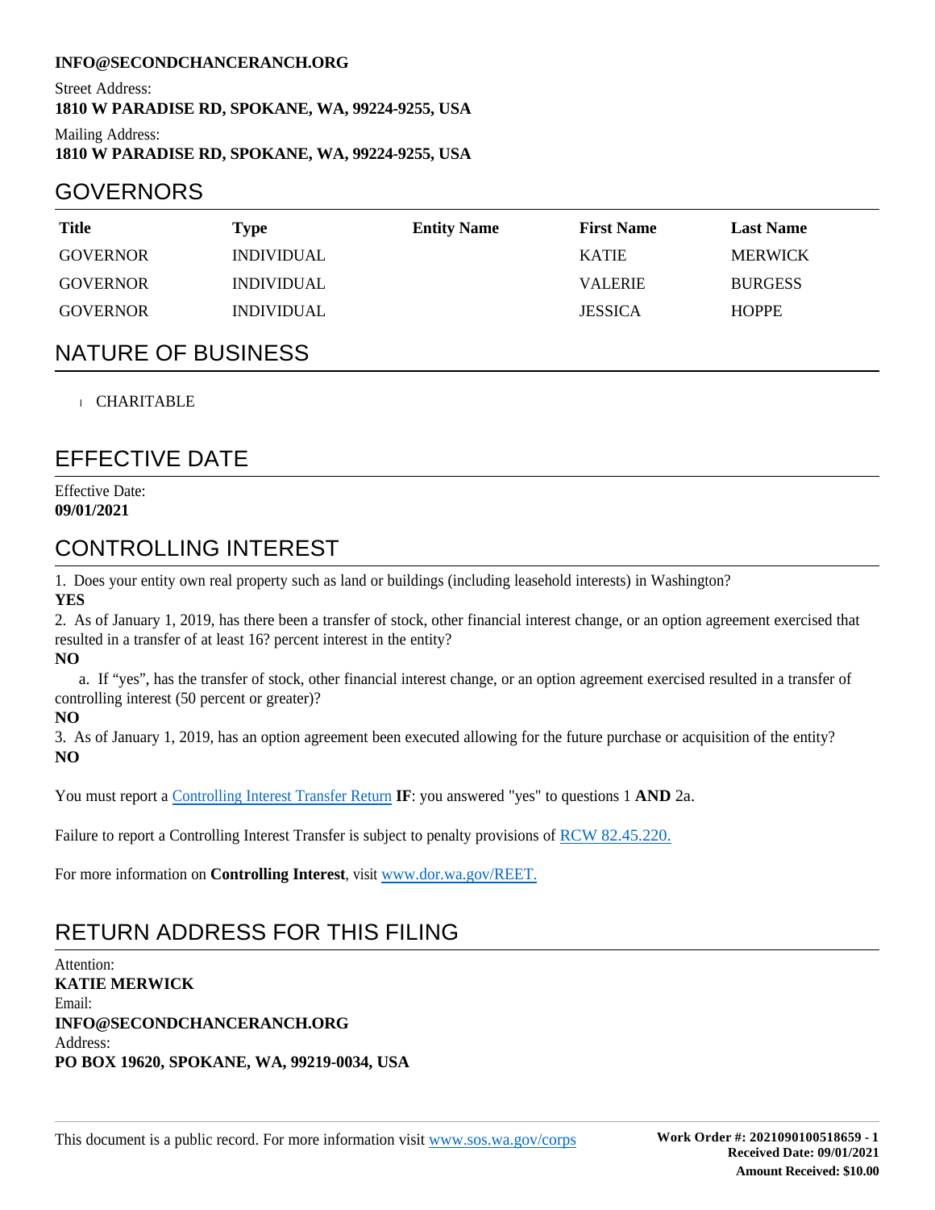**INFO@SECONDCHANCERANCH.ORG**

Street Address:
**1810 W PARADISE RD, SPOKANE, WA, 99224-9255, USA**

Mailing Address:
**1810 W PARADISE RD, SPOKANE, WA, 99224-9255, USA**

## GOVERNORS

| Title | Type | Entity Name | First Name | Last Name |
|---|---|---|---|---|
| GOVERNOR | INDIVIDUAL | | KATIE | MERWICK |
| GOVERNOR | INDIVIDUAL | | VALERIE | BURGESS |
| GOVERNOR | INDIVIDUAL | | JESSICA | HOPPE |

## NATURE OF BUSINESS

- CHARITABLE

## EFFECTIVE DATE

Effective Date:
**09/01/2021**

## CONTROLLING INTEREST

1. Does your entity own real property such as land or buildings (including leasehold interests) in Washington?
**YES**
2. As of January 1, 2019, has there been a transfer of stock, other financial interest change, or an option agreement exercised that resulted in a transfer of at least 16? percent interest in the entity?
**NO**
   a. If "yes", has the transfer of stock, other financial interest change, or an option agreement exercised resulted in a transfer of controlling interest (50 percent or greater)?
**NO**
3. As of January 1, 2019, has an option agreement been executed allowing for the future purchase or acquisition of the entity?
**NO**

You must report a Controlling Interest Transfer Return **IF**: you answered "yes" to questions 1 **AND** 2a.

Failure to report a Controlling Interest Transfer is subject to penalty provisions of RCW 82.45.220.

For more information on **Controlling Interest**, visit www.dor.wa.gov/REET.

## RETURN ADDRESS FOR THIS FILING

Attention:
**KATIE MERWICK**
Email:
**INFO@SECONDCHANCERANCH.ORG**
Address:
**PO BOX 19620, SPOKANE, WA, 99219-0034, USA**

This document is a public record. For more information visit www.sos.wa.gov/corps

**Work Order #: 2021090100518659 - 1**
**Received Date: 09/01/2021**
**Amount Received: $10.00**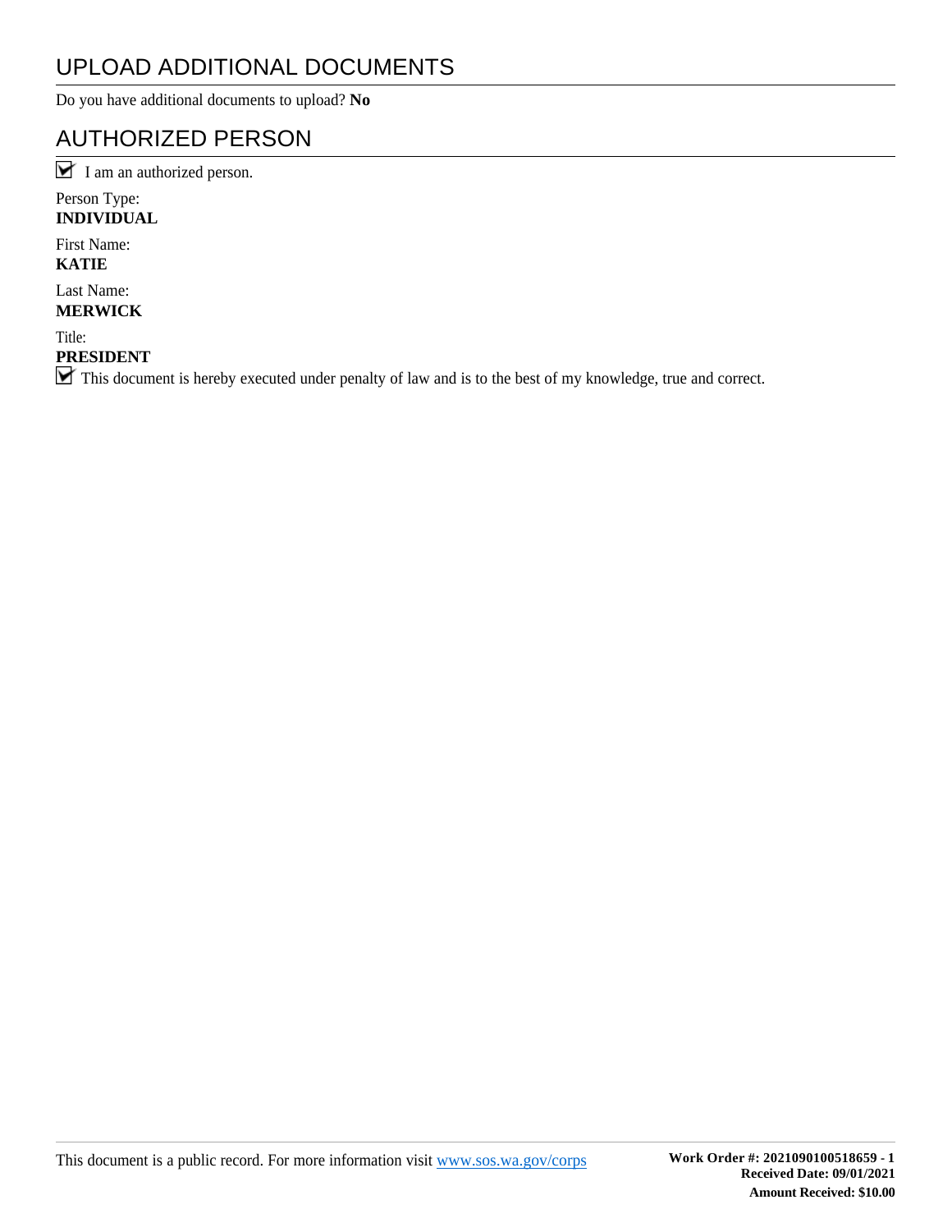## UPLOAD ADDITIONAL DOCUMENTS

Do you have additional documents to upload? **No**

## AUTHORIZED PERSON

☑ I am an authorized person.

Person Type:
**INDIVIDUAL**

First Name:
**KATIE**

Last Name:
**MERWICK**

Title:
**PRESIDENT**

☑ This document is hereby executed under penalty of law and is to the best of my knowledge, true and correct.

This document is a public record. For more information visit www.sos.wa.gov/corps

**Work Order #: 2021090100518659 - 1**
**Received Date: 09/01/2021**
**Amount Received: $10.00**